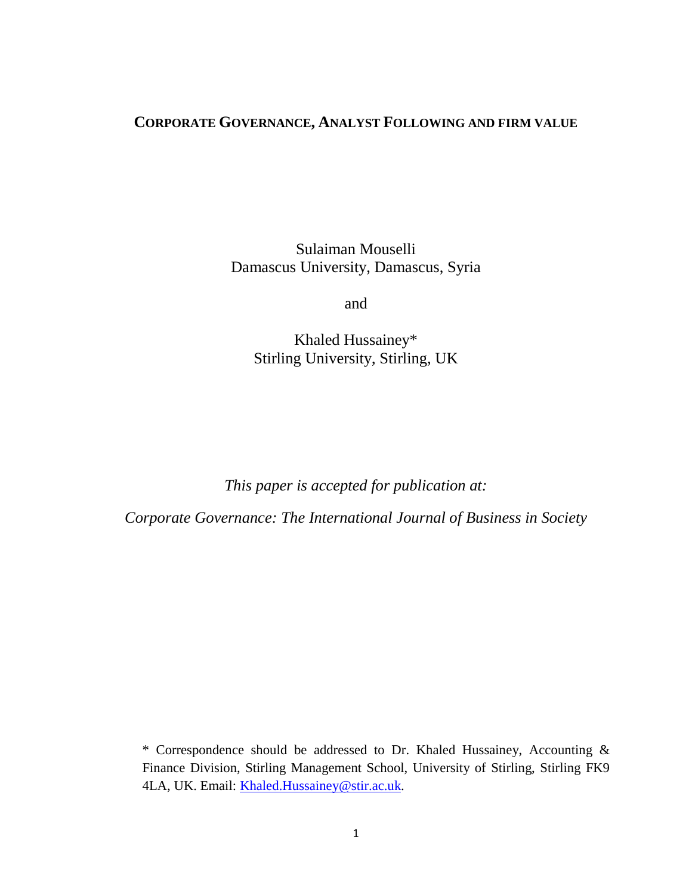# CORPORATE GOVERNANCE, ANALYST FOLLOWING AND FIRM VALUE

Sulaiman Mouselli
Damascus University, Damascus, Syria

and

Khaled Hussainey*
Stirling University, Stirling, UK

*This paper is accepted for publication at:*

*Corporate Governance: The International Journal of Business in Society*

* Correspondence should be addressed to Dr. Khaled Hussainey, Accounting & Finance Division, Stirling Management School, University of Stirling, Stirling FK9 4LA, UK. Email: Khaled.Hussainey@stir.ac.uk.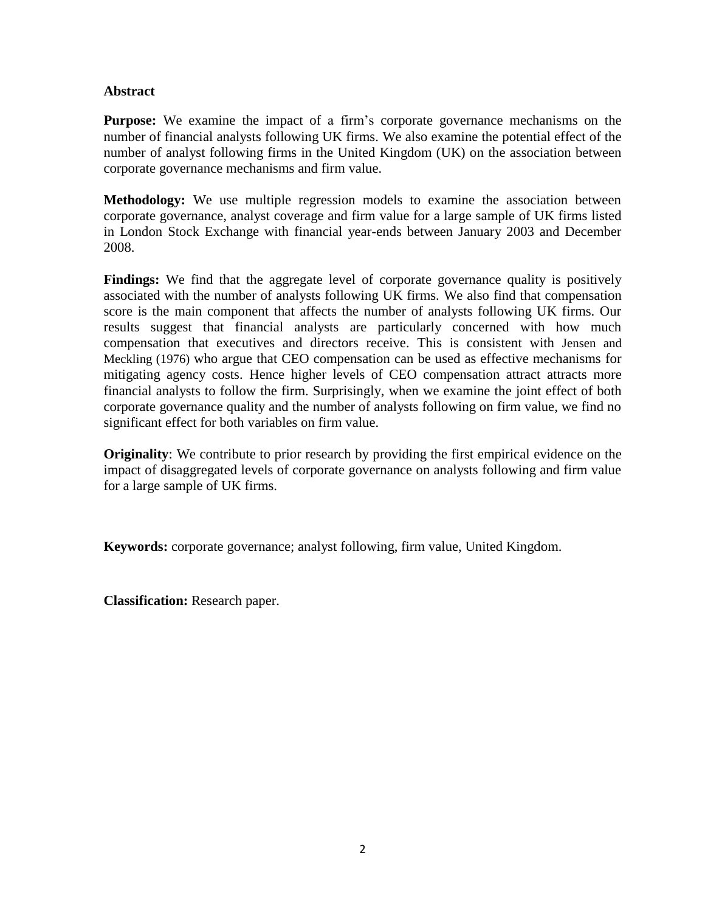**Abstract**

**Purpose:** We examine the impact of a firm's corporate governance mechanisms on the number of financial analysts following UK firms. We also examine the potential effect of the number of analyst following firms in the United Kingdom (UK) on the association between corporate governance mechanisms and firm value.

**Methodology:** We use multiple regression models to examine the association between corporate governance, analyst coverage and firm value for a large sample of UK firms listed in London Stock Exchange with financial year-ends between January 2003 and December 2008.

**Findings:** We find that the aggregate level of corporate governance quality is positively associated with the number of analysts following UK firms. We also find that compensation score is the main component that affects the number of analysts following UK firms. Our results suggest that financial analysts are particularly concerned with how much compensation that executives and directors receive. This is consistent with Jensen and Meckling (1976) who argue that CEO compensation can be used as effective mechanisms for mitigating agency costs. Hence higher levels of CEO compensation attract attracts more financial analysts to follow the firm. Surprisingly, when we examine the joint effect of both corporate governance quality and the number of analysts following on firm value, we find no significant effect for both variables on firm value.

**Originality**: We contribute to prior research by providing the first empirical evidence on the impact of disaggregated levels of corporate governance on analysts following and firm value for a large sample of UK firms.

**Keywords:** corporate governance; analyst following, firm value, United Kingdom.

**Classification:** Research paper.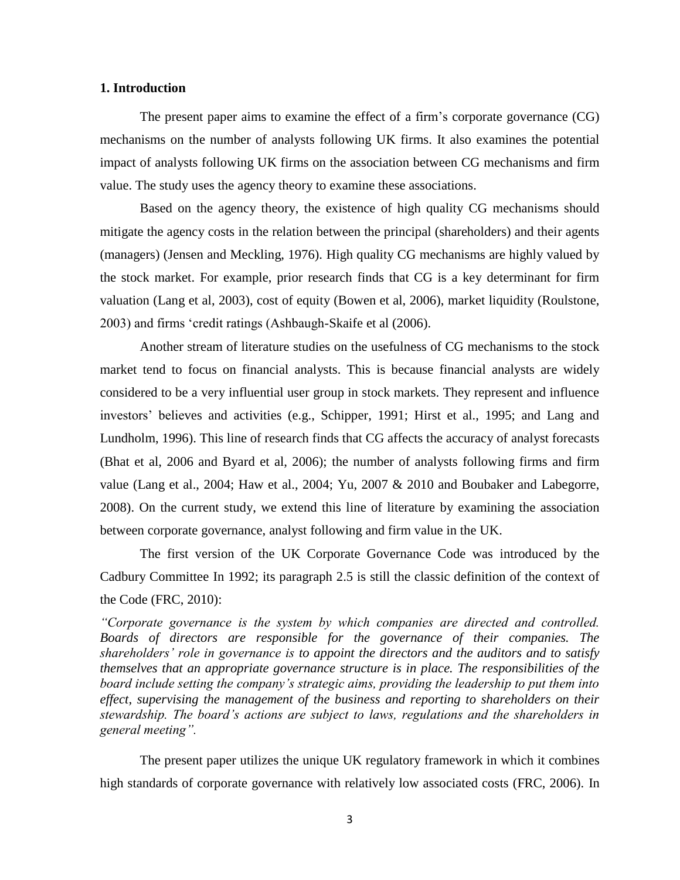## 1. Introduction

The present paper aims to examine the effect of a firm's corporate governance (CG) mechanisms on the number of analysts following UK firms. It also examines the potential impact of analysts following UK firms on the association between CG mechanisms and firm value. The study uses the agency theory to examine these associations.

Based on the agency theory, the existence of high quality CG mechanisms should mitigate the agency costs in the relation between the principal (shareholders) and their agents (managers) (Jensen and Meckling, 1976). High quality CG mechanisms are highly valued by the stock market. For example, prior research finds that CG is a key determinant for firm valuation (Lang et al, 2003), cost of equity (Bowen et al, 2006), market liquidity (Roulstone, 2003) and firms 'credit ratings (Ashbaugh-Skaife et al (2006).

Another stream of literature studies on the usefulness of CG mechanisms to the stock market tend to focus on financial analysts. This is because financial analysts are widely considered to be a very influential user group in stock markets. They represent and influence investors' believes and activities (e.g., Schipper, 1991; Hirst et al., 1995; and Lang and Lundholm, 1996). This line of research finds that CG affects the accuracy of analyst forecasts (Bhat et al, 2006 and Byard et al, 2006); the number of analysts following firms and firm value (Lang et al., 2004; Haw et al., 2004; Yu, 2007 & 2010 and Boubaker and Labegorre, 2008). On the current study, we extend this line of literature by examining the association between corporate governance, analyst following and firm value in the UK.

The first version of the UK Corporate Governance Code was introduced by the Cadbury Committee In 1992; its paragraph 2.5 is still the classic definition of the context of the Code (FRC, 2010):

*"Corporate governance is the system by which companies are directed and controlled. Boards of directors are responsible for the governance of their companies. The shareholders' role in governance is to appoint the directors and the auditors and to satisfy themselves that an appropriate governance structure is in place. The responsibilities of the board include setting the company's strategic aims, providing the leadership to put them into effect, supervising the management of the business and reporting to shareholders on their stewardship. The board's actions are subject to laws, regulations and the shareholders in general meeting".*

The present paper utilizes the unique UK regulatory framework in which it combines high standards of corporate governance with relatively low associated costs (FRC, 2006). In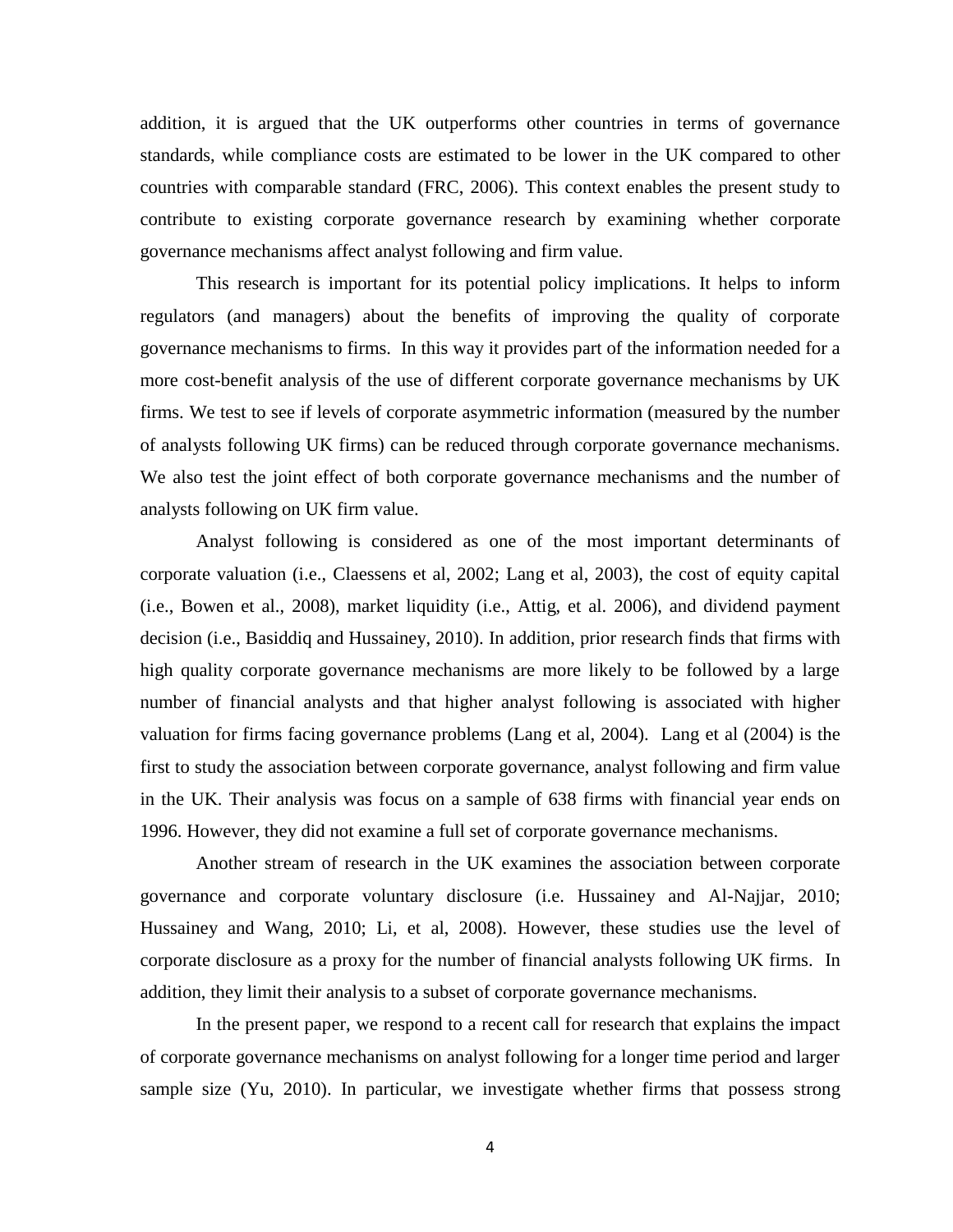addition, it is argued that the UK outperforms other countries in terms of governance standards, while compliance costs are estimated to be lower in the UK compared to other countries with comparable standard (FRC, 2006). This context enables the present study to contribute to existing corporate governance research by examining whether corporate governance mechanisms affect analyst following and firm value.

This research is important for its potential policy implications. It helps to inform regulators (and managers) about the benefits of improving the quality of corporate governance mechanisms to firms. In this way it provides part of the information needed for a more cost-benefit analysis of the use of different corporate governance mechanisms by UK firms. We test to see if levels of corporate asymmetric information (measured by the number of analysts following UK firms) can be reduced through corporate governance mechanisms. We also test the joint effect of both corporate governance mechanisms and the number of analysts following on UK firm value.

Analyst following is considered as one of the most important determinants of corporate valuation (i.e., Claessens et al, 2002; Lang et al, 2003), the cost of equity capital (i.e., Bowen et al., 2008), market liquidity (i.e., Attig, et al. 2006), and dividend payment decision (i.e., Basiddiq and Hussainey, 2010). In addition, prior research finds that firms with high quality corporate governance mechanisms are more likely to be followed by a large number of financial analysts and that higher analyst following is associated with higher valuation for firms facing governance problems (Lang et al, 2004). Lang et al (2004) is the first to study the association between corporate governance, analyst following and firm value in the UK. Their analysis was focus on a sample of 638 firms with financial year ends on 1996. However, they did not examine a full set of corporate governance mechanisms.

Another stream of research in the UK examines the association between corporate governance and corporate voluntary disclosure (i.e. Hussainey and Al-Najjar, 2010; Hussainey and Wang, 2010; Li, et al, 2008). However, these studies use the level of corporate disclosure as a proxy for the number of financial analysts following UK firms. In addition, they limit their analysis to a subset of corporate governance mechanisms.

In the present paper, we respond to a recent call for research that explains the impact of corporate governance mechanisms on analyst following for a longer time period and larger sample size (Yu, 2010). In particular, we investigate whether firms that possess strong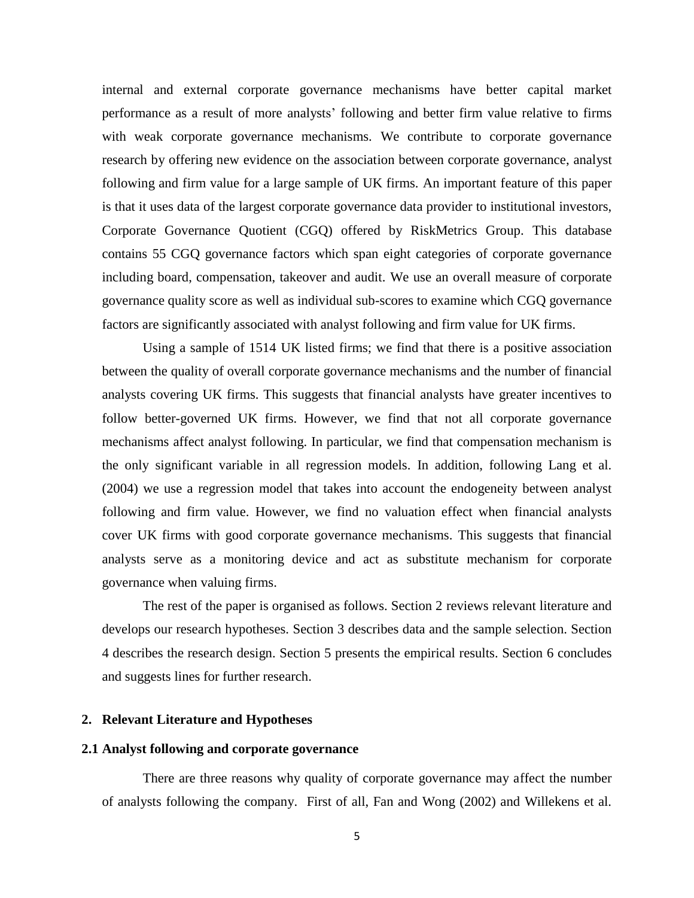internal and external corporate governance mechanisms have better capital market performance as a result of more analysts' following and better firm value relative to firms with weak corporate governance mechanisms. We contribute to corporate governance research by offering new evidence on the association between corporate governance, analyst following and firm value for a large sample of UK firms. An important feature of this paper is that it uses data of the largest corporate governance data provider to institutional investors, Corporate Governance Quotient (CGQ) offered by RiskMetrics Group. This database contains 55 CGQ governance factors which span eight categories of corporate governance including board, compensation, takeover and audit. We use an overall measure of corporate governance quality score as well as individual sub-scores to examine which CGQ governance factors are significantly associated with analyst following and firm value for UK firms.

Using a sample of 1514 UK listed firms; we find that there is a positive association between the quality of overall corporate governance mechanisms and the number of financial analysts covering UK firms. This suggests that financial analysts have greater incentives to follow better-governed UK firms. However, we find that not all corporate governance mechanisms affect analyst following. In particular, we find that compensation mechanism is the only significant variable in all regression models. In addition, following Lang et al. (2004) we use a regression model that takes into account the endogeneity between analyst following and firm value. However, we find no valuation effect when financial analysts cover UK firms with good corporate governance mechanisms. This suggests that financial analysts serve as a monitoring device and act as substitute mechanism for corporate governance when valuing firms.

The rest of the paper is organised as follows. Section 2 reviews relevant literature and develops our research hypotheses. Section 3 describes data and the sample selection. Section 4 describes the research design. Section 5 presents the empirical results. Section 6 concludes and suggests lines for further research.

## 2. Relevant Literature and Hypotheses

### 2.1 Analyst following and corporate governance

There are three reasons why quality of corporate governance may affect the number of analysts following the company. First of all, Fan and Wong (2002) and Willekens et al.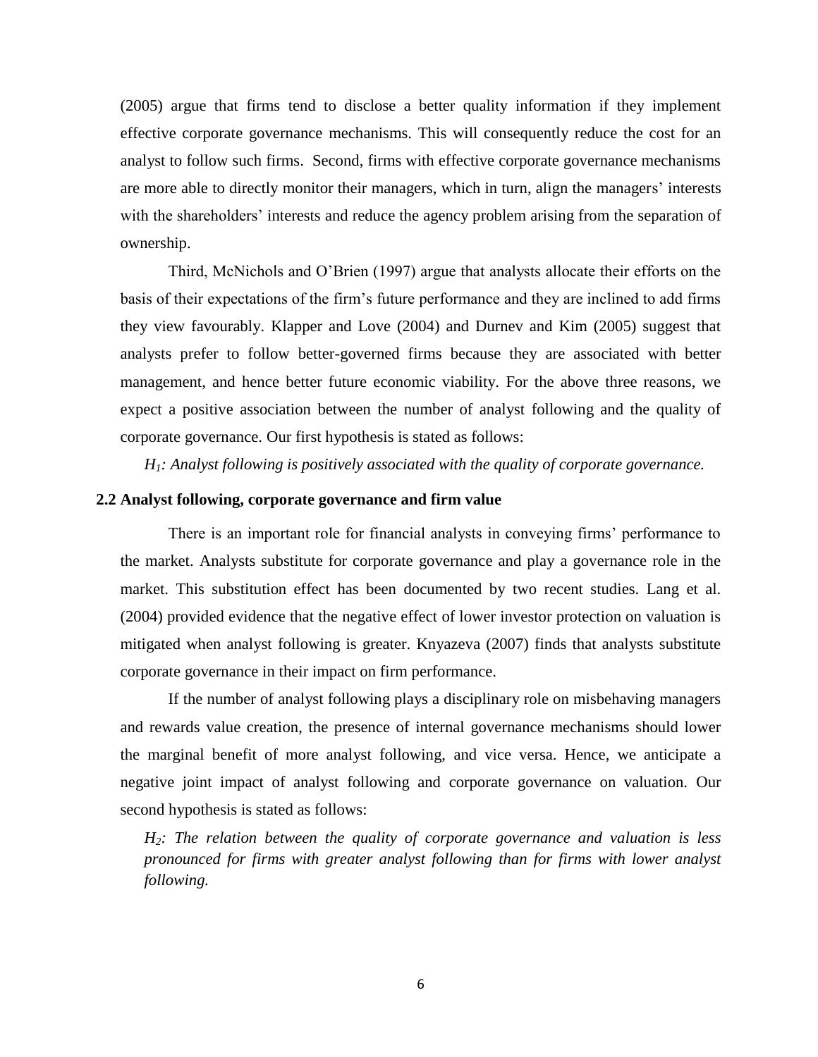(2005) argue that firms tend to disclose a better quality information if they implement effective corporate governance mechanisms. This will consequently reduce the cost for an analyst to follow such firms. Second, firms with effective corporate governance mechanisms are more able to directly monitor their managers, which in turn, align the managers' interests with the shareholders' interests and reduce the agency problem arising from the separation of ownership.

Third, McNichols and O'Brien (1997) argue that analysts allocate their efforts on the basis of their expectations of the firm's future performance and they are inclined to add firms they view favourably. Klapper and Love (2004) and Durnev and Kim (2005) suggest that analysts prefer to follow better-governed firms because they are associated with better management, and hence better future economic viability. For the above three reasons, we expect a positive association between the number of analyst following and the quality of corporate governance. Our first hypothesis is stated as follows:

*$H_1$: Analyst following is positively associated with the quality of corporate governance.*

## 2.2 Analyst following, corporate governance and firm value

There is an important role for financial analysts in conveying firms' performance to the market. Analysts substitute for corporate governance and play a governance role in the market. This substitution effect has been documented by two recent studies. Lang et al. (2004) provided evidence that the negative effect of lower investor protection on valuation is mitigated when analyst following is greater. Knyazeva (2007) finds that analysts substitute corporate governance in their impact on firm performance.

If the number of analyst following plays a disciplinary role on misbehaving managers and rewards value creation, the presence of internal governance mechanisms should lower the marginal benefit of more analyst following, and vice versa. Hence, we anticipate a negative joint impact of analyst following and corporate governance on valuation. Our second hypothesis is stated as follows:

*$H_2$: The relation between the quality of corporate governance and valuation is less pronounced for firms with greater analyst following than for firms with lower analyst following.*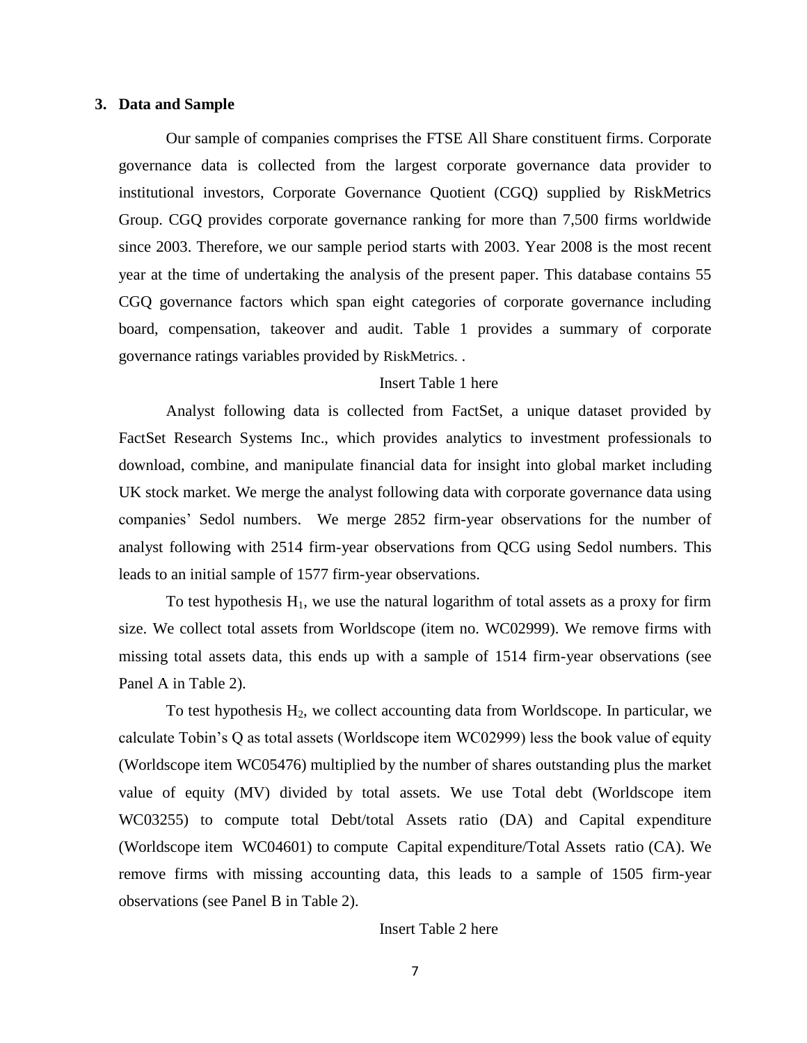## 3. Data and Sample

Our sample of companies comprises the FTSE All Share constituent firms. Corporate governance data is collected from the largest corporate governance data provider to institutional investors, Corporate Governance Quotient (CGQ) supplied by RiskMetrics Group. CGQ provides corporate governance ranking for more than 7,500 firms worldwide since 2003. Therefore, we our sample period starts with 2003. Year 2008 is the most recent year at the time of undertaking the analysis of the present paper. This database contains 55 CGQ governance factors which span eight categories of corporate governance including board, compensation, takeover and audit. Table 1 provides a summary of corporate governance ratings variables provided by RiskMetrics. .

Insert Table 1 here

Analyst following data is collected from FactSet, a unique dataset provided by FactSet Research Systems Inc., which provides analytics to investment professionals to download, combine, and manipulate financial data for insight into global market including UK stock market. We merge the analyst following data with corporate governance data using companies' Sedol numbers. We merge 2852 firm-year observations for the number of analyst following with 2514 firm-year observations from QCG using Sedol numbers. This leads to an initial sample of 1577 firm-year observations.

To test hypothesis $H_1$, we use the natural logarithm of total assets as a proxy for firm size. We collect total assets from Worldscope (item no. WC02999). We remove firms with missing total assets data, this ends up with a sample of 1514 firm-year observations (see Panel A in Table 2).

To test hypothesis $H_2$, we collect accounting data from Worldscope. In particular, we calculate Tobin's Q as total assets (Worldscope item WC02999) less the book value of equity (Worldscope item WC05476) multiplied by the number of shares outstanding plus the market value of equity (MV) divided by total assets. We use Total debt (Worldscope item WC03255) to compute total Debt/total Assets ratio (DA) and Capital expenditure (Worldscope item WC04601) to compute Capital expenditure/Total Assets ratio (CA). We remove firms with missing accounting data, this leads to a sample of 1505 firm-year observations (see Panel B in Table 2).

Insert Table 2 here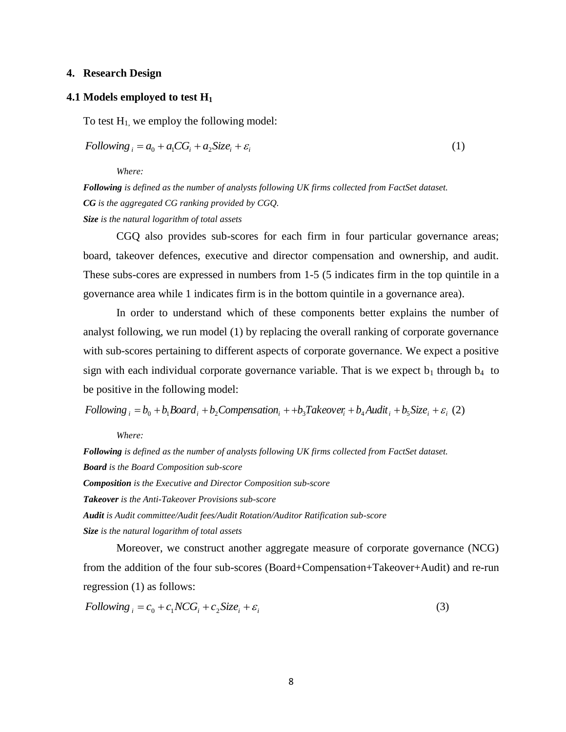## 4. Research Design

### 4.1 Models employed to test $H_1$

To test $H_1$, we employ the following model:

$$Following_i = a_0 + a_1 CG_i + a_2 Size_i + \varepsilon_i \tag{1}$$

*Where:*

***Following** is defined as the number of analysts following UK firms collected from FactSet dataset.*

***CG** is the aggregated CG ranking provided by CGQ.*

***Size** is the natural logarithm of total assets*

CGQ also provides sub-scores for each firm in four particular governance areas; board, takeover defences, executive and director compensation and ownership, and audit. These subs-cores are expressed in numbers from 1-5 (5 indicates firm in the top quintile in a governance area while 1 indicates firm is in the bottom quintile in a governance area).

In order to understand which of these components better explains the number of analyst following, we run model (1) by replacing the overall ranking of corporate governance with sub-scores pertaining to different aspects of corporate governance. We expect a positive sign with each individual corporate governance variable. That is we expect $b_1$ through $b_4$ to be positive in the following model:

$$Following_i = b_0 + b_1 Board_i + b_2 Compensation_i + +b_3 Takeover_i + b_4 Audit_i + b_5 Size_i + \varepsilon_i \tag{2}$$

*Where:*

***Following** is defined as the number of analysts following UK firms collected from FactSet dataset.*

***Board** is the Board Composition sub-score*

***Composition** is the Executive and Director Composition sub-score*

***Takeover** is the Anti-Takeover Provisions sub-score*

***Audit** is Audit committee/Audit fees/Audit Rotation/Auditor Ratification sub-score*

***Size** is the natural logarithm of total assets*

Moreover, we construct another aggregate measure of corporate governance (NCG) from the addition of the four sub-scores (Board+Compensation+Takeover+Audit) and re-run regression (1) as follows:

$$Following_i = c_0 + c_1 NCG_i + c_2 Size_i + \varepsilon_i \tag{3}$$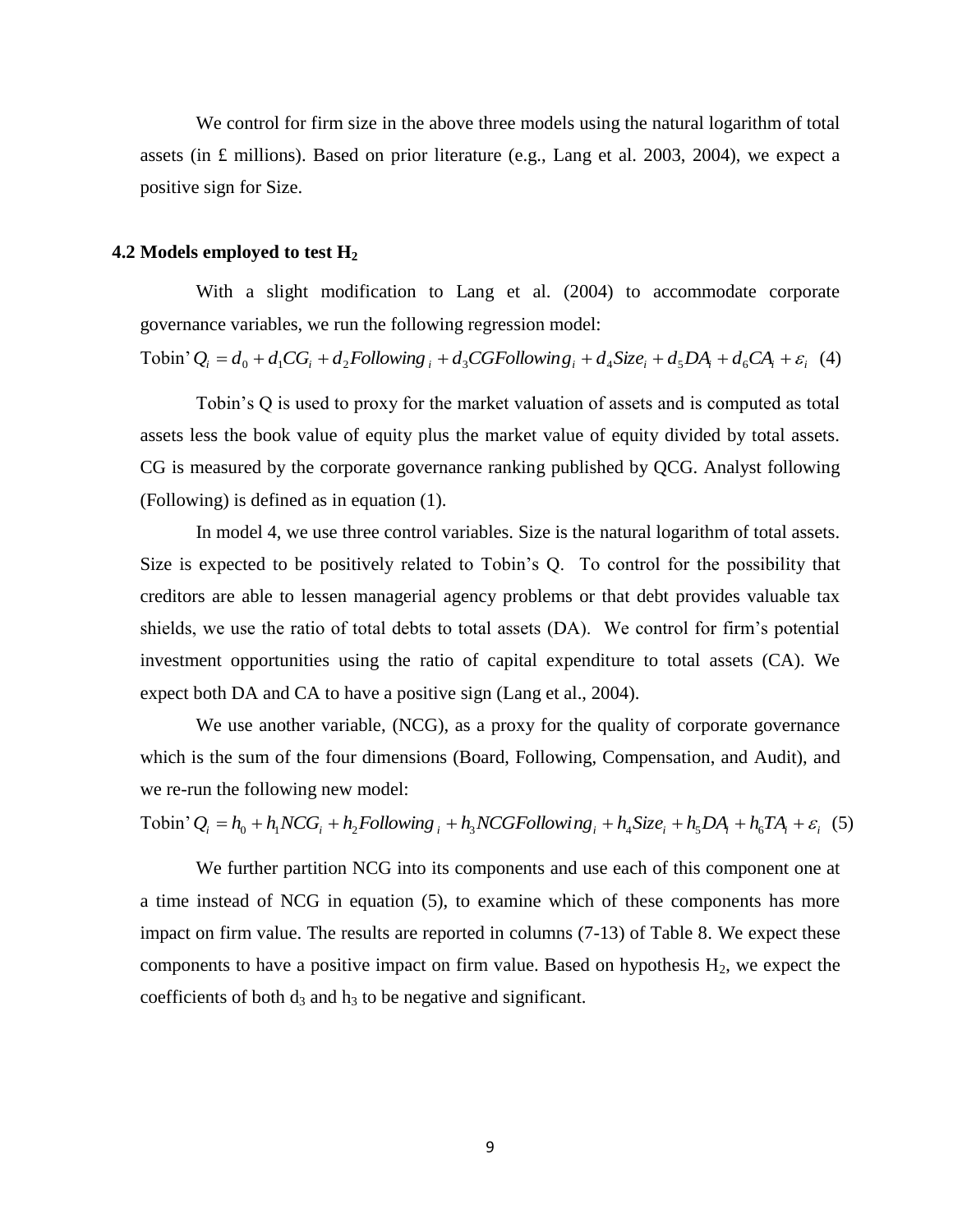We control for firm size in the above three models using the natural logarithm of total assets (in £ millions). Based on prior literature (e.g., Lang et al. 2003, 2004), we expect a positive sign for Size.

### 4.2 Models employed to test $H_2$

With a slight modification to Lang et al. (2004) to accommodate corporate governance variables, we run the following regression model:

$$\text{Tobin' } Q_i = d_0 + d_1 CG_i + d_2 Following_i + d_3 CGFollowing_i + d_4 Size_i + d_5 DA_i + d_6 CA_i + \varepsilon_i \quad (4)$$

Tobin's Q is used to proxy for the market valuation of assets and is computed as total assets less the book value of equity plus the market value of equity divided by total assets. CG is measured by the corporate governance ranking published by QCG. Analyst following (Following) is defined as in equation (1).

In model 4, we use three control variables. Size is the natural logarithm of total assets. Size is expected to be positively related to Tobin's Q. To control for the possibility that creditors are able to lessen managerial agency problems or that debt provides valuable tax shields, we use the ratio of total debts to total assets (DA). We control for firm's potential investment opportunities using the ratio of capital expenditure to total assets (CA). We expect both DA and CA to have a positive sign (Lang et al., 2004).

We use another variable, (NCG), as a proxy for the quality of corporate governance which is the sum of the four dimensions (Board, Following, Compensation, and Audit), and we re-run the following new model:

$$\text{Tobin' } Q_i = h_0 + h_1 NCG_i + h_2 Following_i + h_3 NCGFollowing_i + h_4 Size_i + h_5 DA_i + h_6 TA_i + \varepsilon_i \quad (5)$$

We further partition NCG into its components and use each of this component one at a time instead of NCG in equation (5), to examine which of these components has more impact on firm value. The results are reported in columns (7-13) of Table 8. We expect these components to have a positive impact on firm value. Based on hypothesis $H_2$, we expect the coefficients of both $d_3$ and $h_3$ to be negative and significant.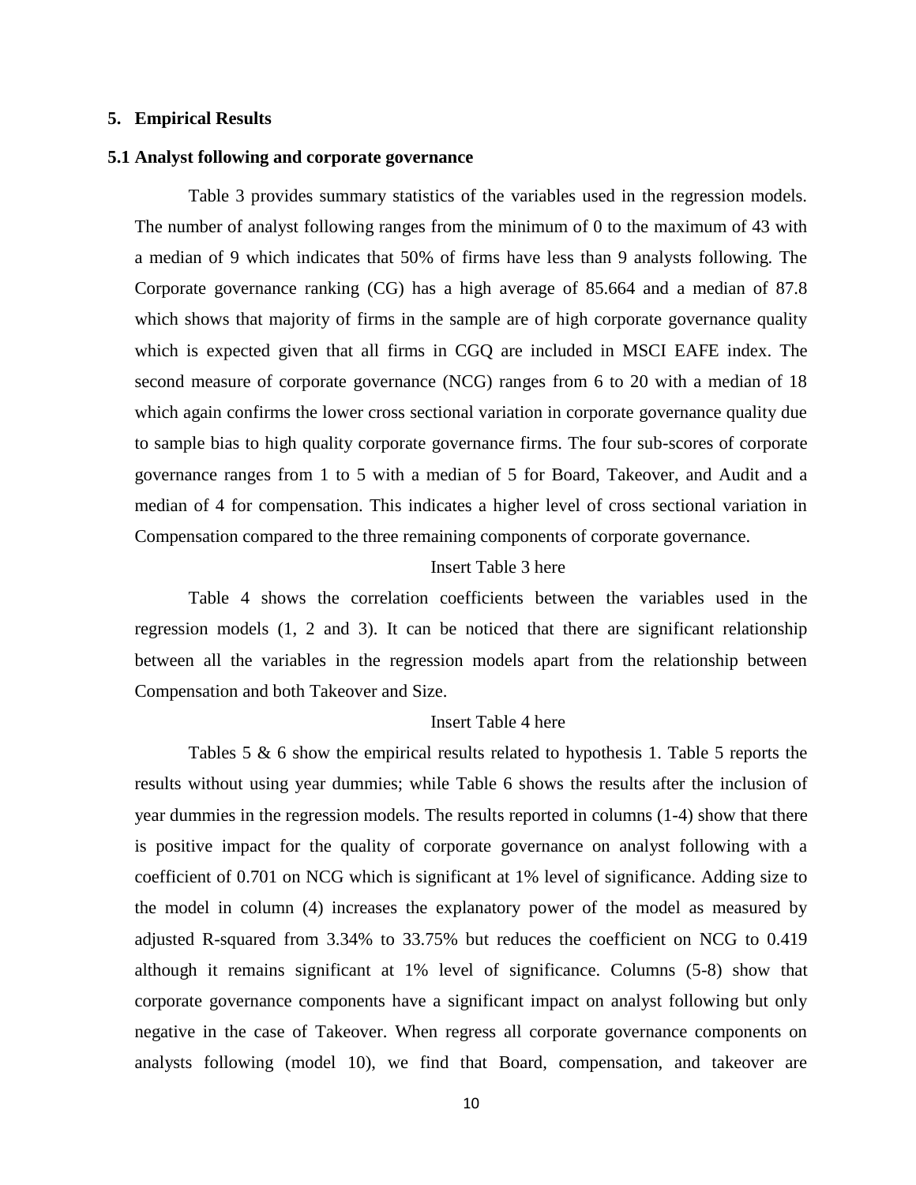## 5. Empirical Results

### 5.1 Analyst following and corporate governance

Table 3 provides summary statistics of the variables used in the regression models. The number of analyst following ranges from the minimum of 0 to the maximum of 43 with a median of 9 which indicates that 50% of firms have less than 9 analysts following. The Corporate governance ranking (CG) has a high average of 85.664 and a median of 87.8 which shows that majority of firms in the sample are of high corporate governance quality which is expected given that all firms in CGQ are included in MSCI EAFE index. The second measure of corporate governance (NCG) ranges from 6 to 20 with a median of 18 which again confirms the lower cross sectional variation in corporate governance quality due to sample bias to high quality corporate governance firms. The four sub-scores of corporate governance ranges from 1 to 5 with a median of 5 for Board, Takeover, and Audit and a median of 4 for compensation. This indicates a higher level of cross sectional variation in Compensation compared to the three remaining components of corporate governance.

Insert Table 3 here

Table 4 shows the correlation coefficients between the variables used in the regression models (1, 2 and 3). It can be noticed that there are significant relationship between all the variables in the regression models apart from the relationship between Compensation and both Takeover and Size.

Insert Table 4 here

Tables 5 & 6 show the empirical results related to hypothesis 1. Table 5 reports the results without using year dummies; while Table 6 shows the results after the inclusion of year dummies in the regression models. The results reported in columns (1-4) show that there is positive impact for the quality of corporate governance on analyst following with a coefficient of 0.701 on NCG which is significant at 1% level of significance. Adding size to the model in column (4) increases the explanatory power of the model as measured by adjusted R-squared from 3.34% to 33.75% but reduces the coefficient on NCG to 0.419 although it remains significant at 1% level of significance. Columns (5-8) show that corporate governance components have a significant impact on analyst following but only negative in the case of Takeover. When regress all corporate governance components on analysts following (model 10), we find that Board, compensation, and takeover are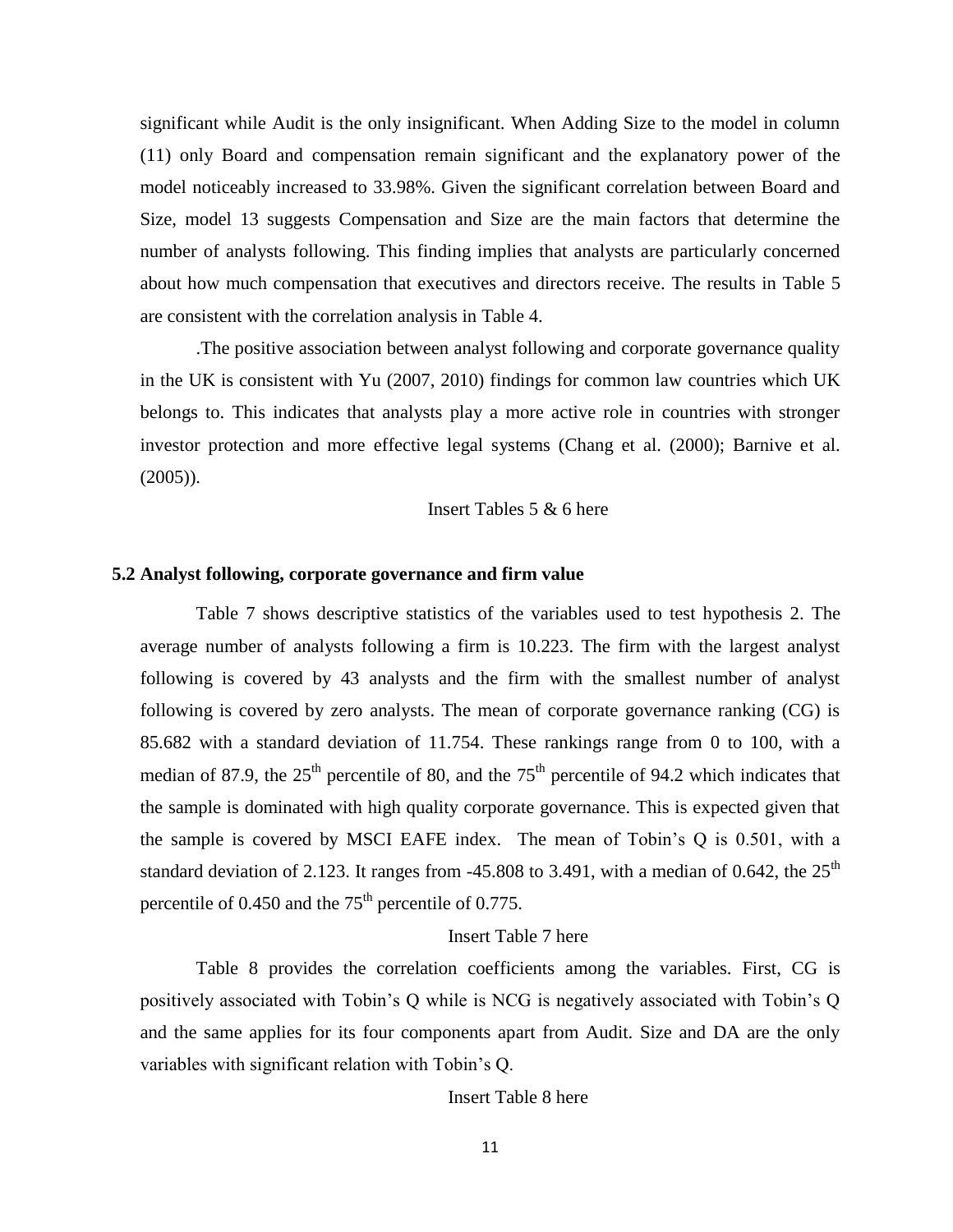significant while Audit is the only insignificant. When Adding Size to the model in column (11) only Board and compensation remain significant and the explanatory power of the model noticeably increased to 33.98%. Given the significant correlation between Board and Size, model 13 suggests Compensation and Size are the main factors that determine the number of analysts following. This finding implies that analysts are particularly concerned about how much compensation that executives and directors receive. The results in Table 5 are consistent with the correlation analysis in Table 4.

.The positive association between analyst following and corporate governance quality in the UK is consistent with Yu (2007, 2010) findings for common law countries which UK belongs to. This indicates that analysts play a more active role in countries with stronger investor protection and more effective legal systems (Chang et al. (2000); Barnive et al. (2005)).

Insert Tables 5 & 6 here

### 5.2 Analyst following, corporate governance and firm value

Table 7 shows descriptive statistics of the variables used to test hypothesis 2. The average number of analysts following a firm is 10.223. The firm with the largest analyst following is covered by 43 analysts and the firm with the smallest number of analyst following is covered by zero analysts. The mean of corporate governance ranking (CG) is 85.682 with a standard deviation of 11.754. These rankings range from 0 to 100, with a median of 87.9, the 25$^{th}$ percentile of 80, and the 75$^{th}$ percentile of 94.2 which indicates that the sample is dominated with high quality corporate governance. This is expected given that the sample is covered by MSCI EAFE index. The mean of Tobin's Q is 0.501, with a standard deviation of 2.123. It ranges from -45.808 to 3.491, with a median of 0.642, the 25$^{th}$ percentile of 0.450 and the 75$^{th}$ percentile of 0.775.

Insert Table 7 here

Table 8 provides the correlation coefficients among the variables. First, CG is positively associated with Tobin's Q while is NCG is negatively associated with Tobin's Q and the same applies for its four components apart from Audit. Size and DA are the only variables with significant relation with Tobin's Q.

Insert Table 8 here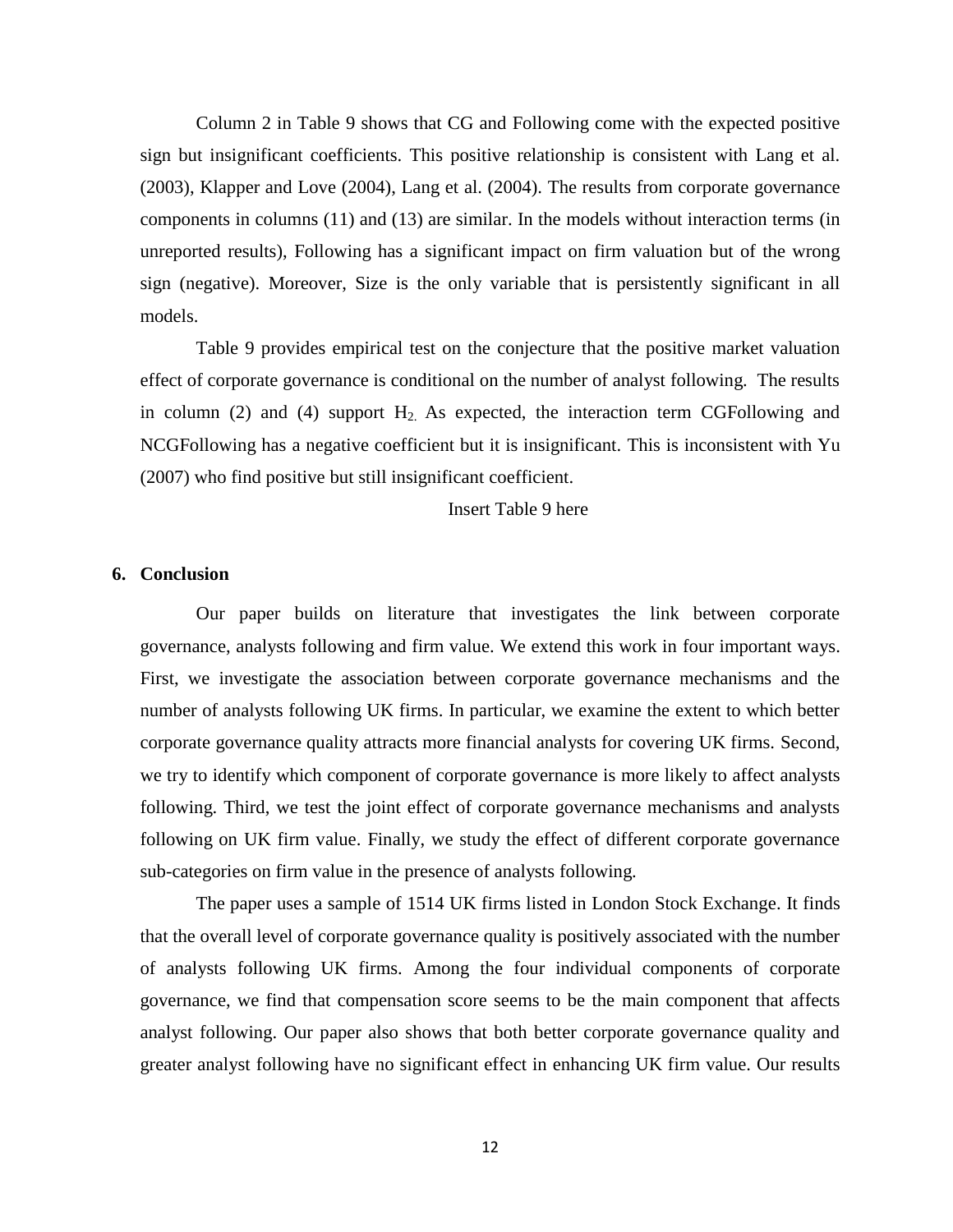Column 2 in Table 9 shows that CG and Following come with the expected positive sign but insignificant coefficients. This positive relationship is consistent with Lang et al. (2003), Klapper and Love (2004), Lang et al. (2004). The results from corporate governance components in columns (11) and (13) are similar. In the models without interaction terms (in unreported results), Following has a significant impact on firm valuation but of the wrong sign (negative). Moreover, Size is the only variable that is persistently significant in all models.

Table 9 provides empirical test on the conjecture that the positive market valuation effect of corporate governance is conditional on the number of analyst following. The results in column (2) and (4) support $H_2$. As expected, the interaction term CGFollowing and NCGFollowing has a negative coefficient but it is insignificant. This is inconsistent with Yu (2007) who find positive but still insignificant coefficient.

Insert Table 9 here

## 6. Conclusion

Our paper builds on literature that investigates the link between corporate governance, analysts following and firm value. We extend this work in four important ways. First, we investigate the association between corporate governance mechanisms and the number of analysts following UK firms. In particular, we examine the extent to which better corporate governance quality attracts more financial analysts for covering UK firms. Second, we try to identify which component of corporate governance is more likely to affect analysts following. Third, we test the joint effect of corporate governance mechanisms and analysts following on UK firm value. Finally, we study the effect of different corporate governance sub-categories on firm value in the presence of analysts following.

The paper uses a sample of 1514 UK firms listed in London Stock Exchange. It finds that the overall level of corporate governance quality is positively associated with the number of analysts following UK firms. Among the four individual components of corporate governance, we find that compensation score seems to be the main component that affects analyst following. Our paper also shows that both better corporate governance quality and greater analyst following have no significant effect in enhancing UK firm value. Our results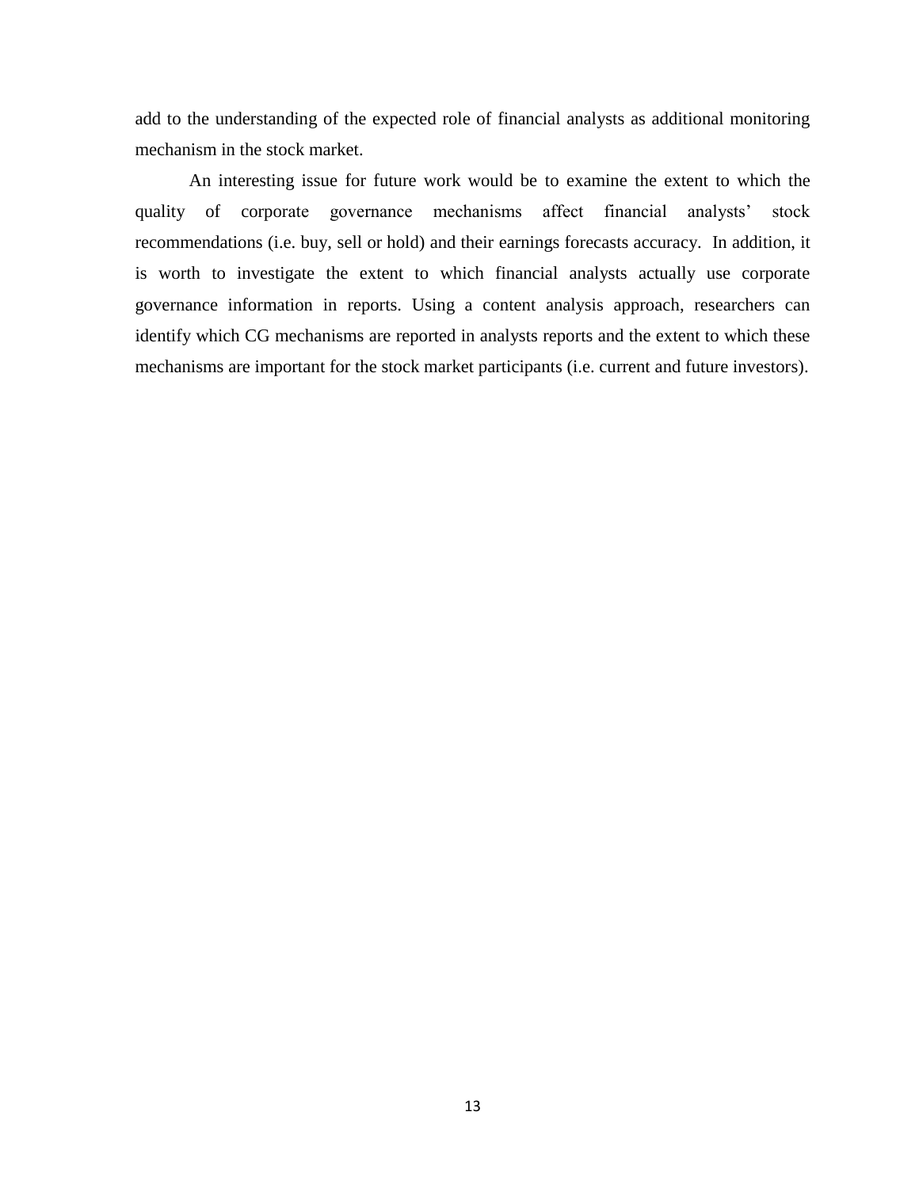add to the understanding of the expected role of financial analysts as additional monitoring mechanism in the stock market.

An interesting issue for future work would be to examine the extent to which the quality of corporate governance mechanisms affect financial analysts' stock recommendations (i.e. buy, sell or hold) and their earnings forecasts accuracy. In addition, it is worth to investigate the extent to which financial analysts actually use corporate governance information in reports. Using a content analysis approach, researchers can identify which CG mechanisms are reported in analysts reports and the extent to which these mechanisms are important for the stock market participants (i.e. current and future investors).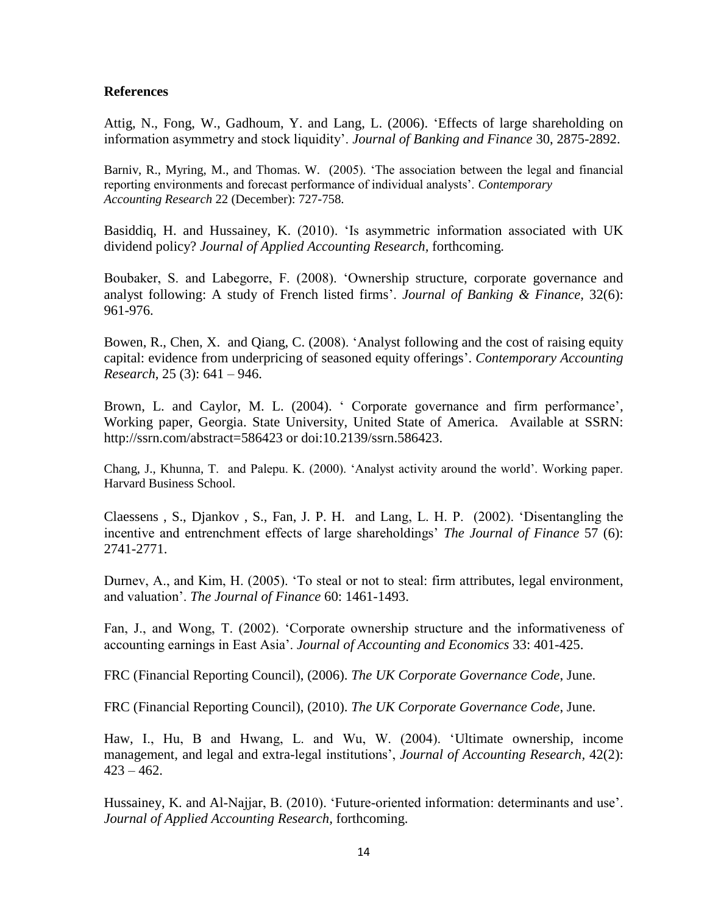## References

Attig, N., Fong, W., Gadhoum, Y. and Lang, L. (2006). 'Effects of large shareholding on information asymmetry and stock liquidity'. *Journal of Banking and Finance* 30, 2875-2892.

Barniv, R., Myring, M., and Thomas. W. (2005). 'The association between the legal and financial reporting environments and forecast performance of individual analysts'. *Contemporary Accounting Research* 22 (December): 727-758.

Basiddiq, H. and Hussainey, K. (2010). 'Is asymmetric information associated with UK dividend policy? *Journal of Applied Accounting Research,* forthcoming.

Boubaker, S. and Labegorre, F. (2008). 'Ownership structure, corporate governance and analyst following: A study of French listed firms'. *Journal of Banking & Finance,* 32(6): 961-976.

Bowen, R., Chen, X. and Qiang, C. (2008). 'Analyst following and the cost of raising equity capital: evidence from underpricing of seasoned equity offerings'. *Contemporary Accounting Research*, 25 (3): 641 – 946.

Brown, L. and Caylor, M. L. (2004). ' Corporate governance and firm performance', Working paper, Georgia. State University, United State of America. Available at SSRN: http://ssrn.com/abstract=586423 or doi:10.2139/ssrn.586423.

Chang, J., Khunna, T. and Palepu. K. (2000). 'Analyst activity around the world'. Working paper. Harvard Business School.

Claessens , S., Djankov , S., Fan, J. P. H. and Lang, L. H. P. (2002). 'Disentangling the incentive and entrenchment effects of large shareholdings' *The Journal of Finance* 57 (6): 2741-2771.

Durnev, A., and Kim, H. (2005). 'To steal or not to steal: firm attributes, legal environment, and valuation'. *The Journal of Finance* 60: 1461-1493.

Fan, J., and Wong, T. (2002). 'Corporate ownership structure and the informativeness of accounting earnings in East Asia'. *Journal of Accounting and Economics* 33: 401-425.

FRC (Financial Reporting Council), (2006). *The UK Corporate Governance Code*, June.

FRC (Financial Reporting Council), (2010). *The UK Corporate Governance Code*, June.

Haw, I., Hu, B and Hwang, L. and Wu, W. (2004). 'Ultimate ownership, income management, and legal and extra-legal institutions', *Journal of Accounting Research*, 42(2): 423 – 462.

Hussainey, K. and Al-Najjar, B. (2010). 'Future-oriented information: determinants and use'. *Journal of Applied Accounting Research,* forthcoming.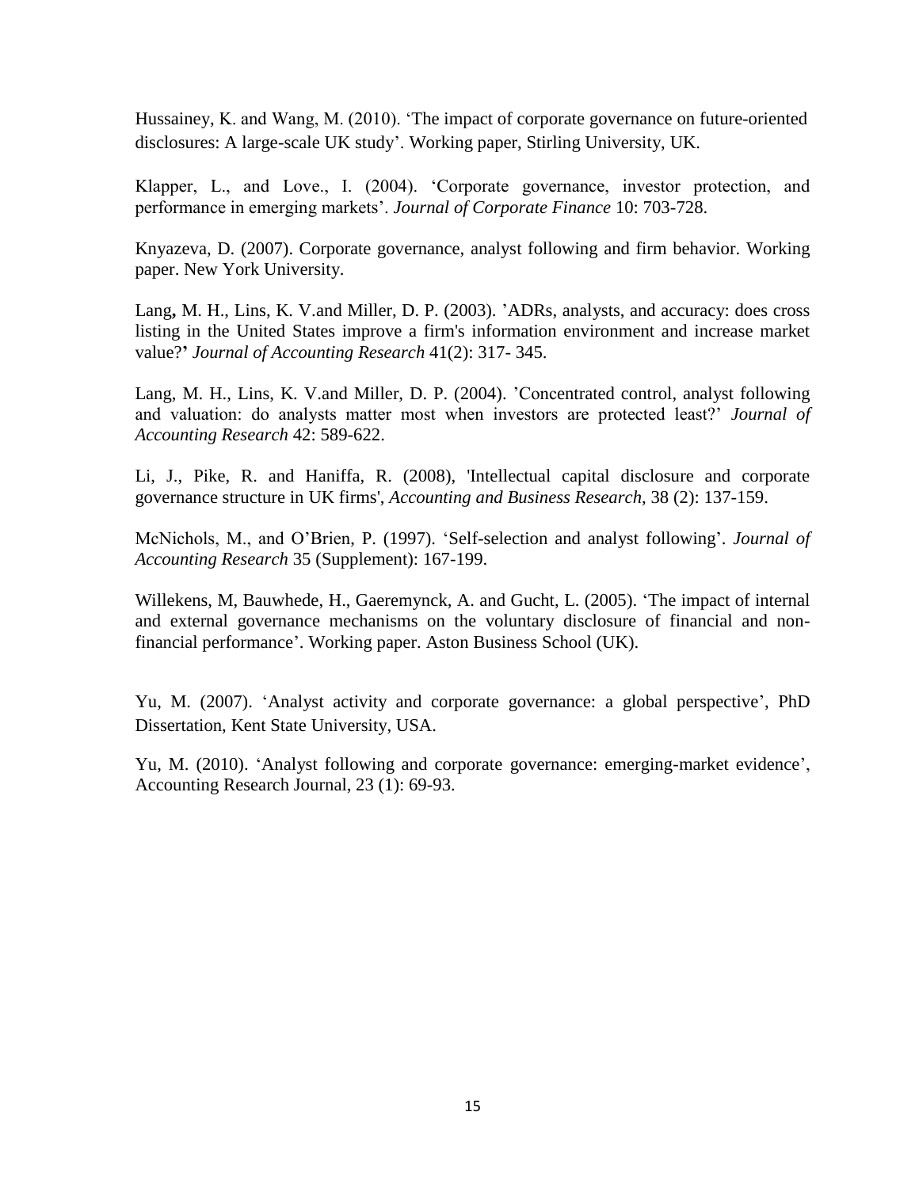Hussainey, K. and Wang, M. (2010). 'The impact of corporate governance on future-oriented disclosures: A large-scale UK study'. Working paper, Stirling University, UK.

Klapper, L., and Love., I. (2004). 'Corporate governance, investor protection, and performance in emerging markets'. *Journal of Corporate Finance* 10: 703-728.

Knyazeva, D. (2007). Corporate governance, analyst following and firm behavior. Working paper. New York University.

Lang**,** M. H., Lins, K. V.and Miller, D. P. (2003). 'ADRs, analysts, and accuracy: does cross listing in the United States improve a firm's information environment and increase market value?**'** *Journal of Accounting Research* 41(2): 317- 345.

Lang, M. H., Lins, K. V.and Miller, D. P. (2004). 'Concentrated control, analyst following and valuation: do analysts matter most when investors are protected least?' *Journal of Accounting Research* 42: 589-622.

Li, J., Pike, R. and Haniffa, R. (2008), 'Intellectual capital disclosure and corporate governance structure in UK firms', *Accounting and Business Research*, 38 (2): 137-159.

McNichols, M., and O'Brien, P. (1997). 'Self-selection and analyst following'. *Journal of Accounting Research* 35 (Supplement): 167-199.

Willekens, M, Bauwhede, H., Gaeremynck, A. and Gucht, L. (2005). 'The impact of internal and external governance mechanisms on the voluntary disclosure of financial and non-financial performance'. Working paper. Aston Business School (UK).

Yu, M. (2007). 'Analyst activity and corporate governance: a global perspective', PhD Dissertation, Kent State University, USA.

Yu, M. (2010). 'Analyst following and corporate governance: emerging-market evidence', Accounting Research Journal, 23 (1): 69-93.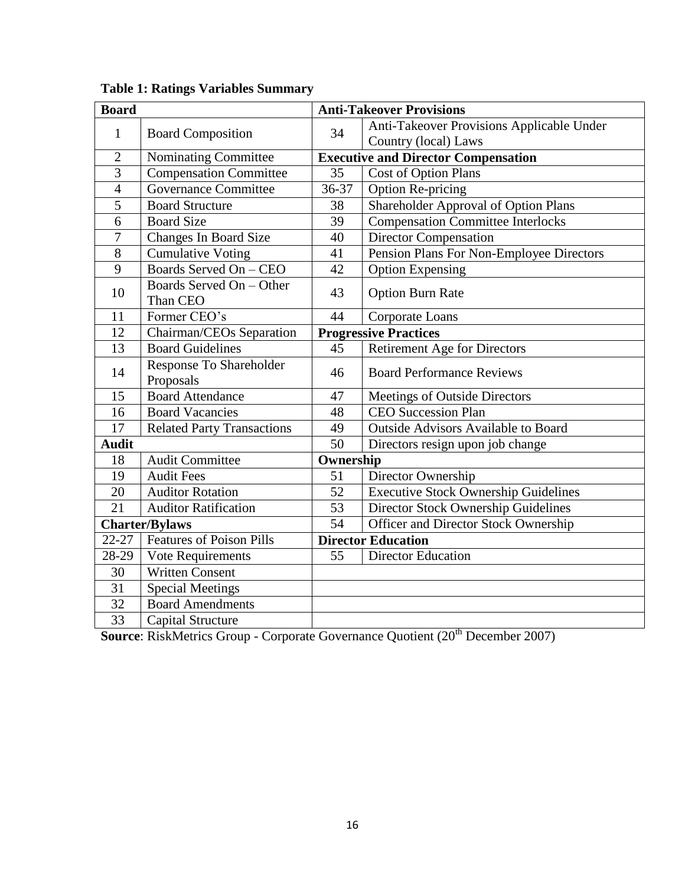**Table 1: Ratings Variables Summary**

| **Board** | | **Anti-Takeover Provisions** | |
|---|---|---|---|
| 1 | Board Composition | 34 | Anti-Takeover Provisions Applicable Under Country (local) Laws |
| 2 | Nominating Committee | **Executive and Director Compensation** | |
| 3 | Compensation Committee | 35 | Cost of Option Plans |
| 4 | Governance Committee | 36-37 | Option Re-pricing |
| 5 | Board Structure | 38 | Shareholder Approval of Option Plans |
| 6 | Board Size | 39 | Compensation Committee Interlocks |
| 7 | Changes In Board Size | 40 | Director Compensation |
| 8 | Cumulative Voting | 41 | Pension Plans For Non-Employee Directors |
| 9 | Boards Served On – CEO | 42 | Option Expensing |
| 10 | Boards Served On – Other Than CEO | 43 | Option Burn Rate |
| 11 | Former CEO's | 44 | Corporate Loans |
| 12 | Chairman/CEOs Separation | **Progressive Practices** | |
| 13 | Board Guidelines | 45 | Retirement Age for Directors |
| 14 | Response To Shareholder Proposals | 46 | Board Performance Reviews |
| 15 | Board Attendance | 47 | Meetings of Outside Directors |
| 16 | Board Vacancies | 48 | CEO Succession Plan |
| 17 | Related Party Transactions | 49 | Outside Advisors Available to Board |
| **Audit** | | 50 | Directors resign upon job change |
| 18 | Audit Committee | **Ownership** | |
| 19 | Audit Fees | 51 | Director Ownership |
| 20 | Auditor Rotation | 52 | Executive Stock Ownership Guidelines |
| 21 | Auditor Ratification | 53 | Director Stock Ownership Guidelines |
| **Charter/Bylaws** | | 54 | Officer and Director Stock Ownership |
| 22-27 | Features of Poison Pills | **Director Education** | |
| 28-29 | Vote Requirements | 55 | Director Education |
| 30 | Written Consent | | |
| 31 | Special Meetings | | |
| 32 | Board Amendments | | |
| 33 | Capital Structure | | |

**Source**: RiskMetrics Group - Corporate Governance Quotient (20th December 2007)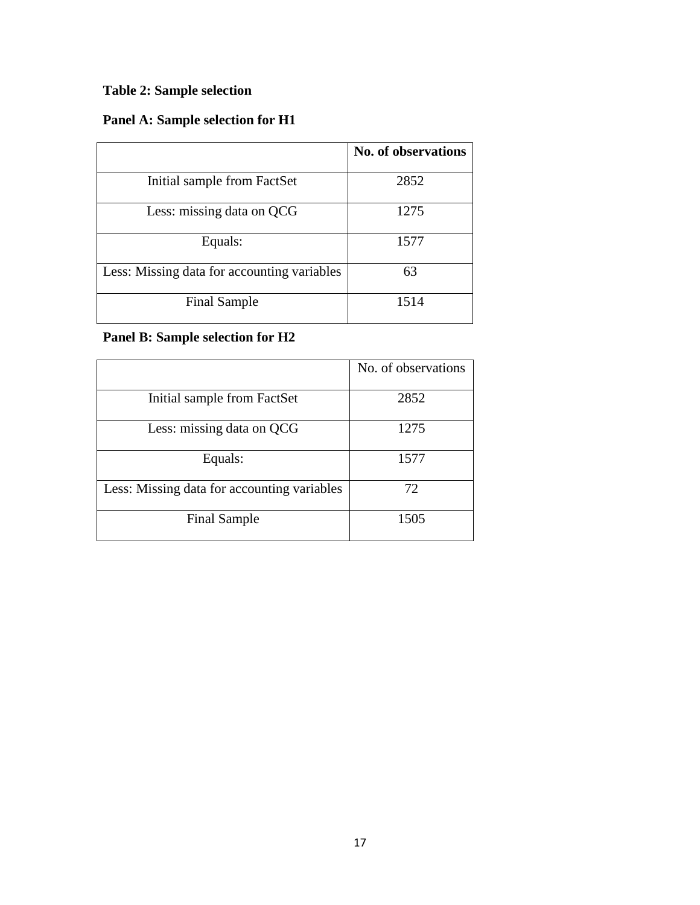**Table 2: Sample selection**

**Panel A: Sample selection for H1**

| | **No. of observations** |
|---|---|
| Initial sample from FactSet | 2852 |
| Less: missing data on QCG | 1275 |
| Equals: | 1577 |
| Less: Missing data for accounting variables | 63 |
| Final Sample | 1514 |

**Panel B: Sample selection for H2**

| | No. of observations |
|---|---|
| Initial sample from FactSet | 2852 |
| Less: missing data on QCG | 1275 |
| Equals: | 1577 |
| Less: Missing data for accounting variables | 72 |
| Final Sample | 1505 |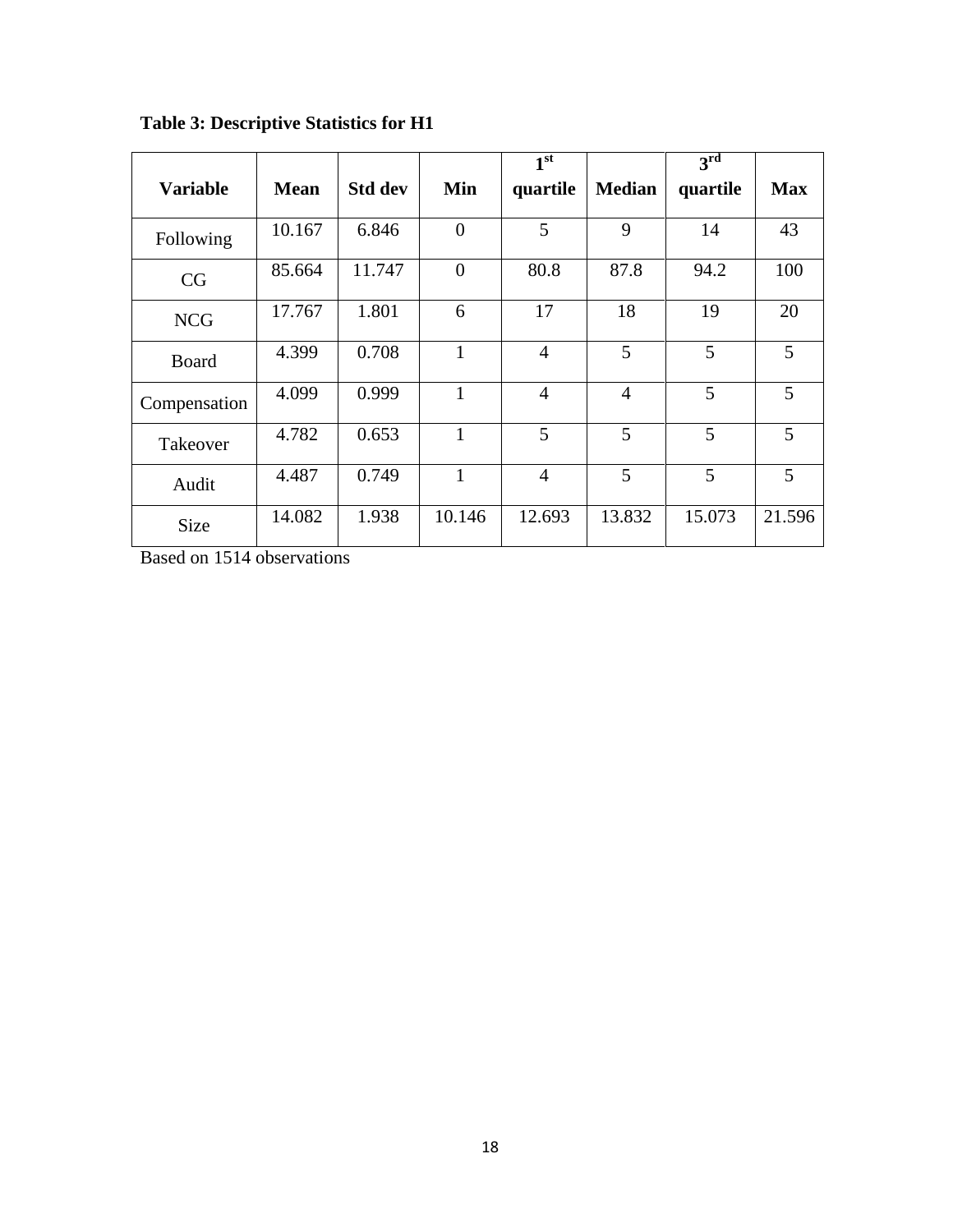**Table 3: Descriptive Statistics for H1**

| Variable | Mean | Std dev | Min | 1st quartile | Median | 3rd quartile | Max |
|---|---|---|---|---|---|---|---|
| Following | 10.167 | 6.846 | 0 | 5 | 9 | 14 | 43 |
| CG | 85.664 | 11.747 | 0 | 80.8 | 87.8 | 94.2 | 100 |
| NCG | 17.767 | 1.801 | 6 | 17 | 18 | 19 | 20 |
| Board | 4.399 | 0.708 | 1 | 4 | 5 | 5 | 5 |
| Compensation | 4.099 | 0.999 | 1 | 4 | 4 | 5 | 5 |
| Takeover | 4.782 | 0.653 | 1 | 5 | 5 | 5 | 5 |
| Audit | 4.487 | 0.749 | 1 | 4 | 5 | 5 | 5 |
| Size | 14.082 | 1.938 | 10.146 | 12.693 | 13.832 | 15.073 | 21.596 |

Based on 1514 observations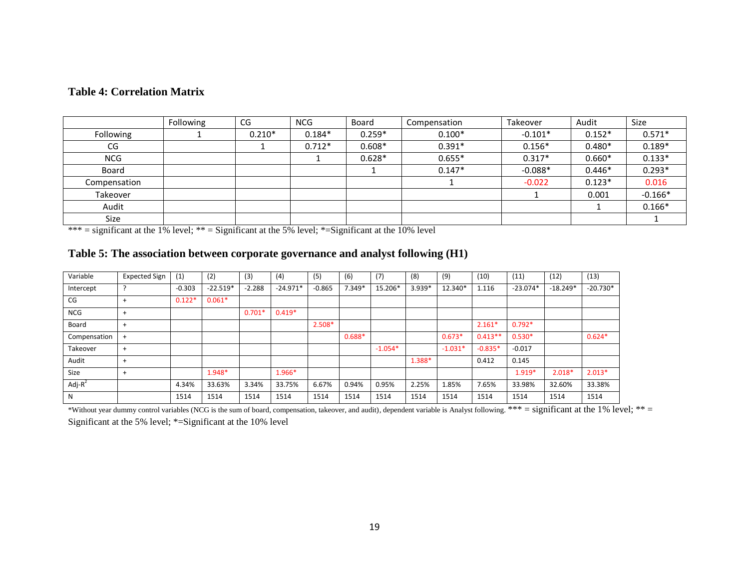**Table 4: Correlation Matrix**

| | Following | CG | NCG | Board | Compensation | Takeover | Audit | Size |
|---|---|---|---|---|---|---|---|---|
| Following | 1 | 0.210* | 0.184* | 0.259* | 0.100* | -0.101* | 0.152* | 0.571* |
| CG | | 1 | 0.712* | 0.608* | 0.391* | 0.156* | 0.480* | 0.189* |
| NCG | | | 1 | 0.628* | 0.655* | 0.317* | 0.660* | 0.133* |
| Board | | | | 1 | 0.147* | -0.088* | 0.446* | 0.293* |
| Compensation | | | | | 1 | -0.022 | 0.123* | 0.016 |
| Takeover | | | | | | 1 | 0.001 | -0.166* |
| Audit | | | | | | | 1 | 0.166* |
| Size | | | | | | | | 1 |

*** = significant at the 1% level; ** = Significant at the 5% level; *=Significant at the 10% level

**Table 5: The association between corporate governance and analyst following (H1)**

| Variable | Expected Sign | (1) | (2) | (3) | (4) | (5) | (6) | (7) | (8) | (9) | (10) | (11) | (12) | (13) |
|---|---|---|---|---|---|---|---|---|---|---|---|---|---|---|
| Intercept | ? | -0.303 | -22.519* | -2.288 | -24.971* | -0.865 | 7.349* | 15.206* | 3.939* | 12.340* | 1.116 | -23.074* | -18.249* | -20.730* |
| CG | + | 0.122* | 0.061* | | | | | | | | | | | |
| NCG | + | | | 0.701* | 0.419* | | | | | | | | | |
| Board | + | | | | | 2.508* | | | | | 2.161* | 0.792* | | |
| Compensation | + | | | | | | 0.688* | | | 0.673* | 0.413** | 0.530* | | 0.624* |
| Takeover | + | | | | | | | -1.054* | | -1.031* | -0.835* | -0.017 | | |
| Audit | + | | | | | | | | 1.388* | | 0.412 | 0.145 | | |
| Size | + | | 1.948* | | 1.966* | | | | | | | 1.919* | 2.018* | 2.013* |
| Adj-$R^2$ | | 4.34% | 33.63% | 3.34% | 33.75% | 6.67% | 0.94% | 0.95% | 2.25% | 1.85% | 7.65% | 33.98% | 32.60% | 33.38% |
| N | | 1514 | 1514 | 1514 | 1514 | 1514 | 1514 | 1514 | 1514 | 1514 | 1514 | 1514 | 1514 | 1514 |

*Without year dummy control variables (NCG is the sum of board, compensation, takeover, and audit), dependent variable is Analyst following. *** = significant at the 1% level; ** = Significant at the 5% level; *=Significant at the 10% level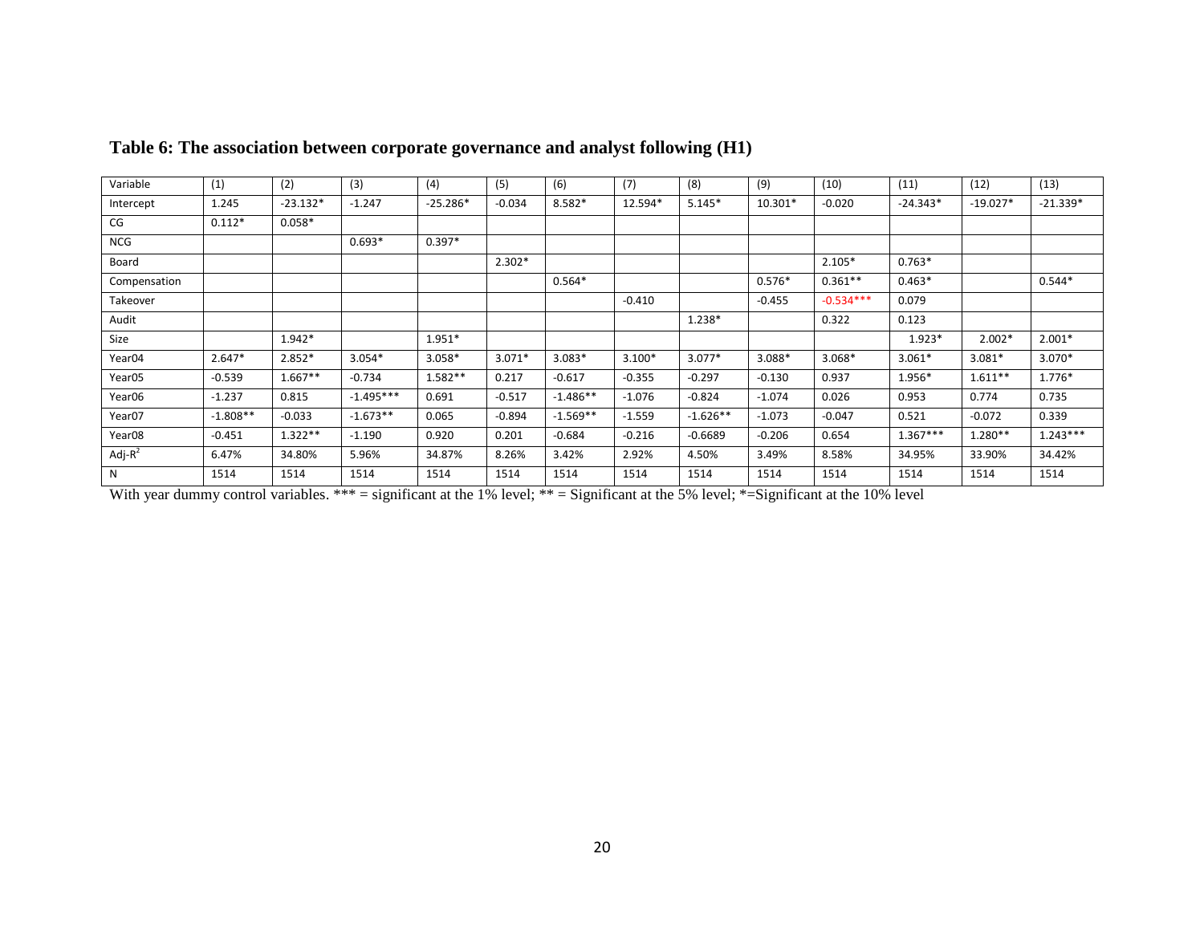**Table 6: The association between corporate governance and analyst following (H1)**

| Variable | (1) | (2) | (3) | (4) | (5) | (6) | (7) | (8) | (9) | (10) | (11) | (12) | (13) |
|---|---|---|---|---|---|---|---|---|---|---|---|---|---|
| Intercept | 1.245 | -23.132* | -1.247 | -25.286* | -0.034 | 8.582* | 12.594* | 5.145* | 10.301* | -0.020 | -24.343* | -19.027* | -21.339* |
| CG | 0.112* | 0.058* | | | | | | | | | | | |
| NCG | | | 0.693* | 0.397* | | | | | | | | | |
| Board | | | | | 2.302* | | | | | 2.105* | 0.763* | | |
| Compensation | | | | | | 0.564* | | | 0.576* | 0.361** | 0.463* | | 0.544* |
| Takeover | | | | | | | -0.410 | | -0.455 | -0.534*** | 0.079 | | |
| Audit | | | | | | | | 1.238* | | 0.322 | 0.123 | | |
| Size | | 1.942* | | 1.951* | | | | | | | 1.923* | 2.002* | 2.001* |
| Year04 | 2.647* | 2.852* | 3.054* | 3.058* | 3.071* | 3.083* | 3.100* | 3.077* | 3.088* | 3.068* | 3.061* | 3.081* | 3.070* |
| Year05 | -0.539 | 1.667** | -0.734 | 1.582** | 0.217 | -0.617 | -0.355 | -0.297 | -0.130 | 0.937 | 1.956* | 1.611** | 1.776* |
| Year06 | -1.237 | 0.815 | -1.495*** | 0.691 | -0.517 | -1.486** | -1.076 | -0.824 | -1.074 | 0.026 | 0.953 | 0.774 | 0.735 |
| Year07 | -1.808** | -0.033 | -1.673** | 0.065 | -0.894 | -1.569** | -1.559 | -1.626** | -1.073 | -0.047 | 0.521 | -0.072 | 0.339 |
| Year08 | -0.451 | 1.322** | -1.190 | 0.920 | 0.201 | -0.684 | -0.216 | -0.6689 | -0.206 | 0.654 | 1.367*** | 1.280** | 1.243*** |
| Adj-$R^2$ | 6.47% | 34.80% | 5.96% | 34.87% | 8.26% | 3.42% | 2.92% | 4.50% | 3.49% | 8.58% | 34.95% | 33.90% | 34.42% |
| N | 1514 | 1514 | 1514 | 1514 | 1514 | 1514 | 1514 | 1514 | 1514 | 1514 | 1514 | 1514 | 1514 |

With year dummy control variables. *** = significant at the 1% level; ** = Significant at the 5% level; *=Significant at the 10% level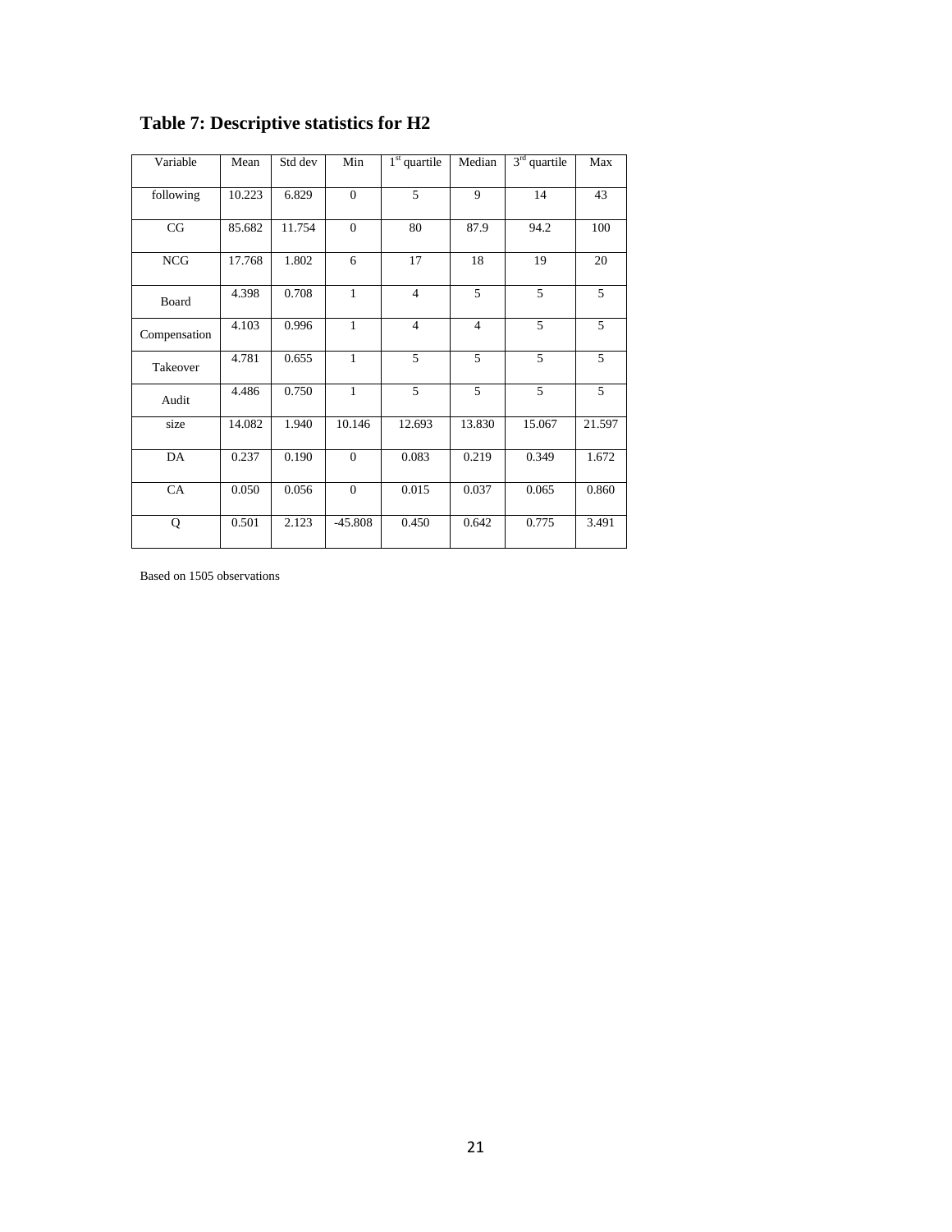## Table 7: Descriptive statistics for H2

| Variable | Mean | Std dev | Min | 1st quartile | Median | 3rd quartile | Max |
|---|---|---|---|---|---|---|---|
| following | 10.223 | 6.829 | 0 | 5 | 9 | 14 | 43 |
| CG | 85.682 | 11.754 | 0 | 80 | 87.9 | 94.2 | 100 |
| NCG | 17.768 | 1.802 | 6 | 17 | 18 | 19 | 20 |
| Board | 4.398 | 0.708 | 1 | 4 | 5 | 5 | 5 |
| Compensation | 4.103 | 0.996 | 1 | 4 | 4 | 5 | 5 |
| Takeover | 4.781 | 0.655 | 1 | 5 | 5 | 5 | 5 |
| Audit | 4.486 | 0.750 | 1 | 5 | 5 | 5 | 5 |
| size | 14.082 | 1.940 | 10.146 | 12.693 | 13.830 | 15.067 | 21.597 |
| DA | 0.237 | 0.190 | 0 | 0.083 | 0.219 | 0.349 | 1.672 |
| CA | 0.050 | 0.056 | 0 | 0.015 | 0.037 | 0.065 | 0.860 |
| Q | 0.501 | 2.123 | -45.808 | 0.450 | 0.642 | 0.775 | 3.491 |

Based on 1505 observations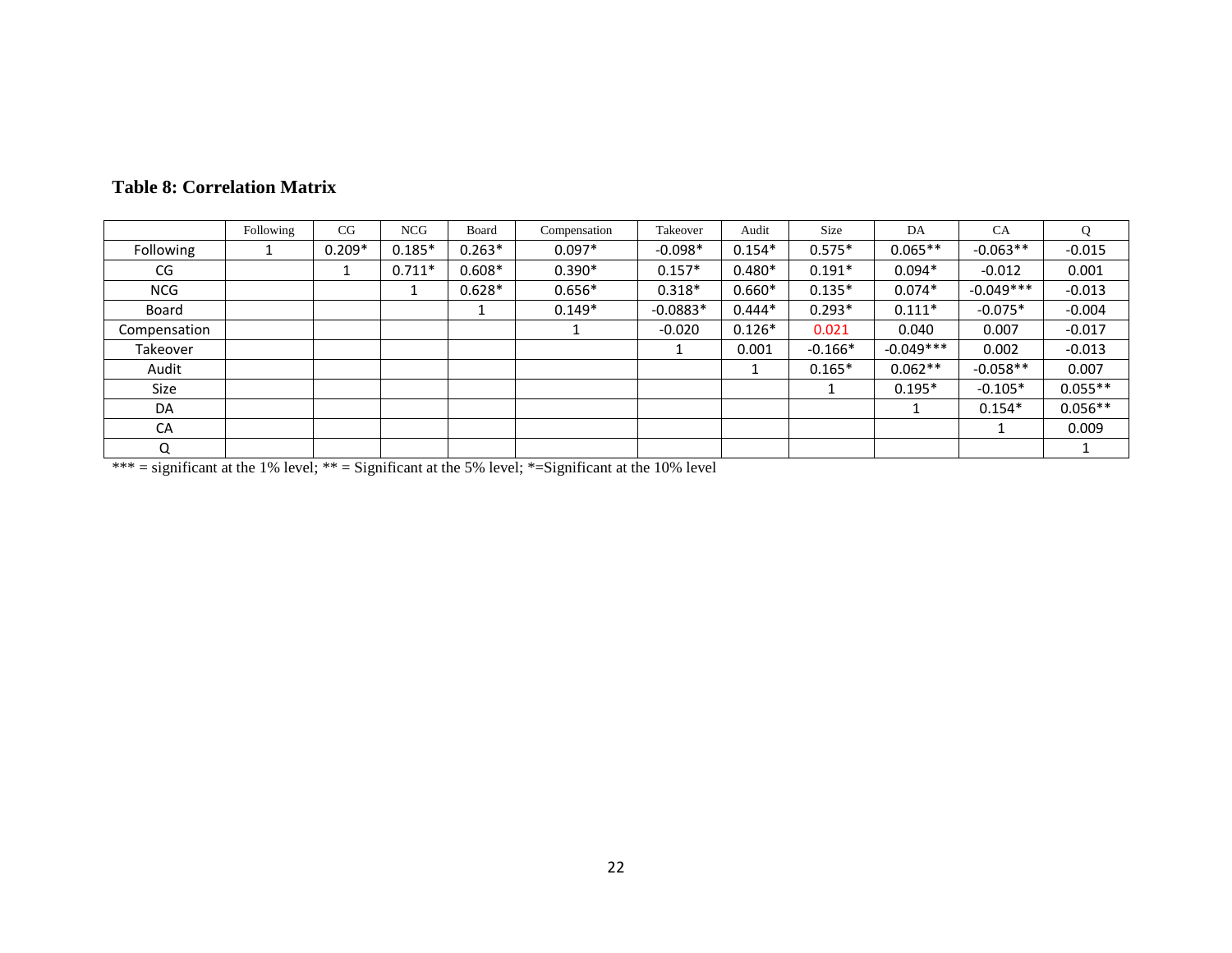**Table 8: Correlation Matrix**

| | Following | CG | NCG | Board | Compensation | Takeover | Audit | Size | DA | CA | Q |
|---|---|---|---|---|---|---|---|---|---|---|---|
| Following | 1 | 0.209* | 0.185* | 0.263* | 0.097* | -0.098* | 0.154* | 0.575* | 0.065** | -0.063** | -0.015 |
| CG | | 1 | 0.711* | 0.608* | 0.390* | 0.157* | 0.480* | 0.191* | 0.094* | -0.012 | 0.001 |
| NCG | | | 1 | 0.628* | 0.656* | 0.318* | 0.660* | 0.135* | 0.074* | -0.049*** | -0.013 |
| Board | | | | 1 | 0.149* | -0.0883* | 0.444* | 0.293* | 0.111* | -0.075* | -0.004 |
| Compensation | | | | | 1 | -0.020 | 0.126* | 0.021 | 0.040 | 0.007 | -0.017 |
| Takeover | | | | | | 1 | 0.001 | -0.166* | -0.049*** | 0.002 | -0.013 |
| Audit | | | | | | | 1 | 0.165* | 0.062** | -0.058** | 0.007 |
| Size | | | | | | | | 1 | 0.195* | -0.105* | 0.055** |
| DA | | | | | | | | | 1 | 0.154* | 0.056** |
| CA | | | | | | | | | | 1 | 0.009 |
| Q | | | | | | | | | | | 1 |

*** = significant at the 1% level; ** = Significant at the 5% level; *=Significant at the 10% level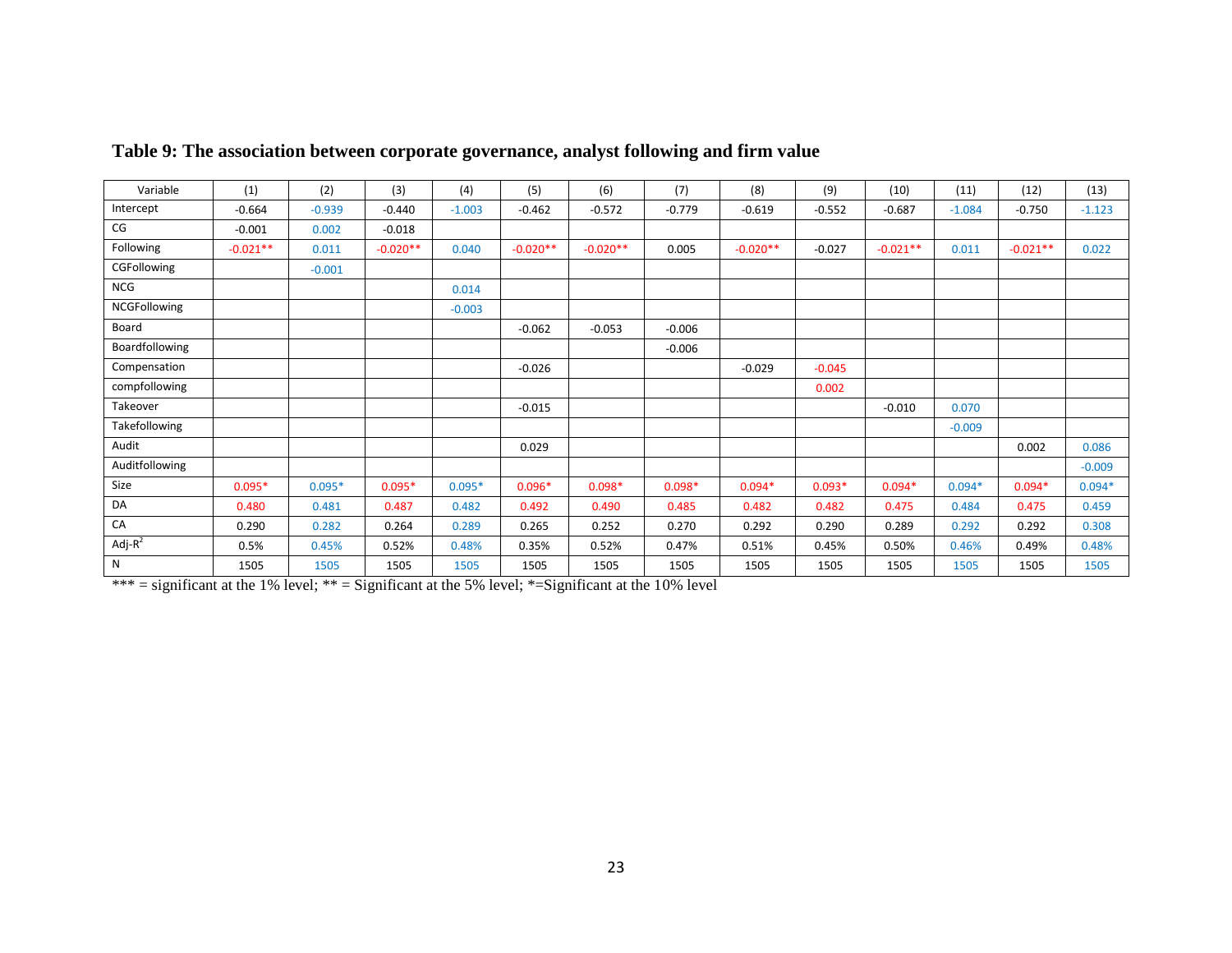**Table 9: The association between corporate governance, analyst following and firm value**

| Variable | (1) | (2) | (3) | (4) | (5) | (6) | (7) | (8) | (9) | (10) | (11) | (12) | (13) |
|---|---|---|---|---|---|---|---|---|---|---|---|---|---|
| Intercept | -0.664 | -0.939 | -0.440 | -1.003 | -0.462 | -0.572 | -0.779 | -0.619 | -0.552 | -0.687 | -1.084 | -0.750 | -1.123 |
| CG | -0.001 | 0.002 | -0.018 | | | | | | | | | | |
| Following | -0.021** | 0.011 | -0.020** | 0.040 | -0.020** | -0.020** | 0.005 | -0.020** | -0.027 | -0.021** | 0.011 | -0.021** | 0.022 |
| CGFollowing | | -0.001 | | | | | | | | | | | |
| NCG | | | | 0.014 | | | | | | | | | |
| NCGFollowing | | | | -0.003 | | | | | | | | | |
| Board | | | | | -0.062 | -0.053 | -0.006 | | | | | | |
| Boardfollowing | | | | | | | -0.006 | | | | | | |
| Compensation | | | | | -0.026 | | | -0.029 | -0.045 | | | | |
| compfollowing | | | | | | | | | 0.002 | | | | |
| Takeover | | | | | -0.015 | | | | | -0.010 | 0.070 | | |
| Takefollowing | | | | | | | | | | | -0.009 | | |
| Audit | | | | | 0.029 | | | | | | | 0.002 | 0.086 |
| Auditfollowing | | | | | | | | | | | | | -0.009 |
| Size | 0.095* | 0.095* | 0.095* | 0.095* | 0.096* | 0.098* | 0.098* | 0.094* | 0.093* | 0.094* | 0.094* | 0.094* | 0.094* |
| DA | 0.480 | 0.481 | 0.487 | 0.482 | 0.492 | 0.490 | 0.485 | 0.482 | 0.482 | 0.475 | 0.484 | 0.475 | 0.459 |
| CA | 0.290 | 0.282 | 0.264 | 0.289 | 0.265 | 0.252 | 0.270 | 0.292 | 0.290 | 0.289 | 0.292 | 0.292 | 0.308 |
| Adj-$R^2$ | 0.5% | 0.45% | 0.52% | 0.48% | 0.35% | 0.52% | 0.47% | 0.51% | 0.45% | 0.50% | 0.46% | 0.49% | 0.48% |
| N | 1505 | 1505 | 1505 | 1505 | 1505 | 1505 | 1505 | 1505 | 1505 | 1505 | 1505 | 1505 | 1505 |

*** = significant at the 1% level; ** = Significant at the 5% level; *=Significant at the 10% level